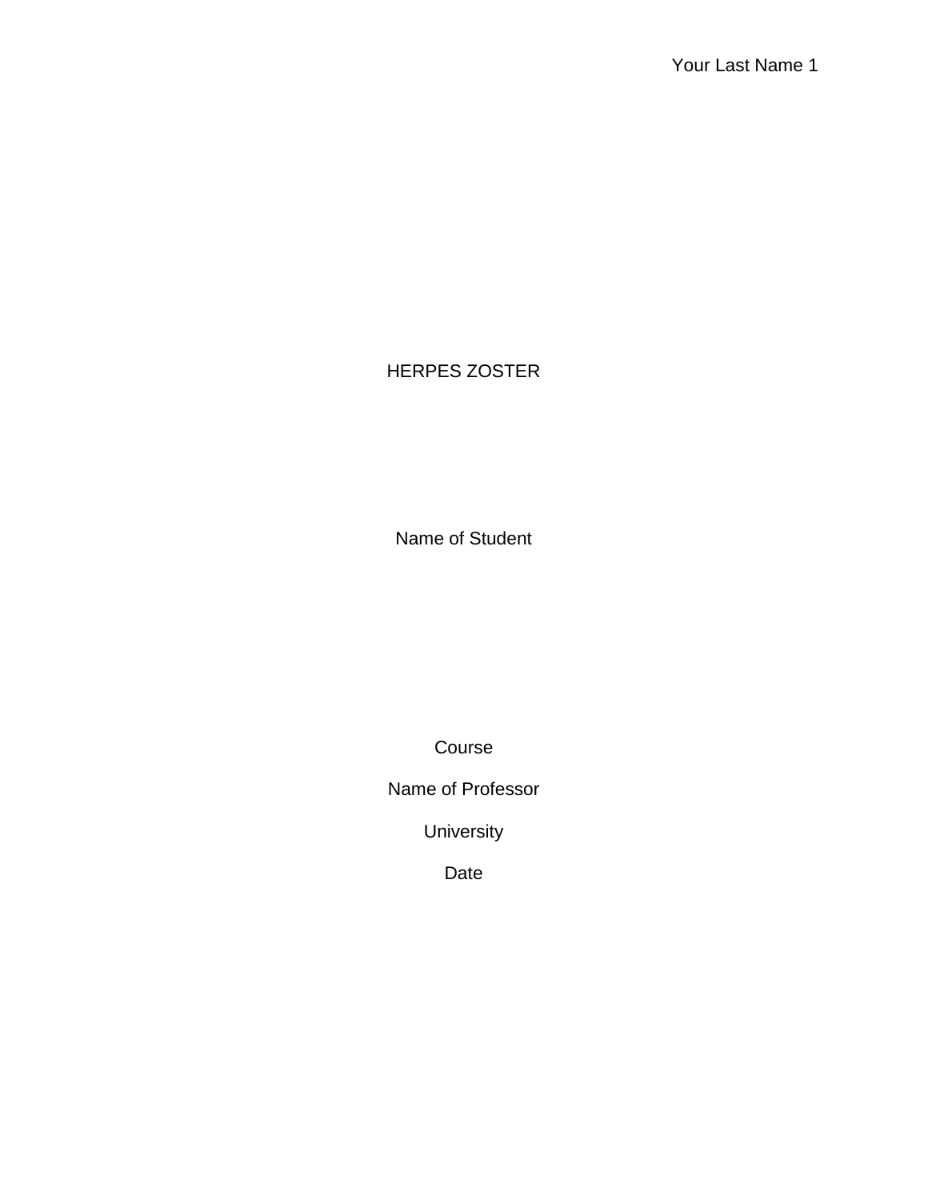# HERPES ZOSTER

Name of Student

Course

Name of Professor

University

Date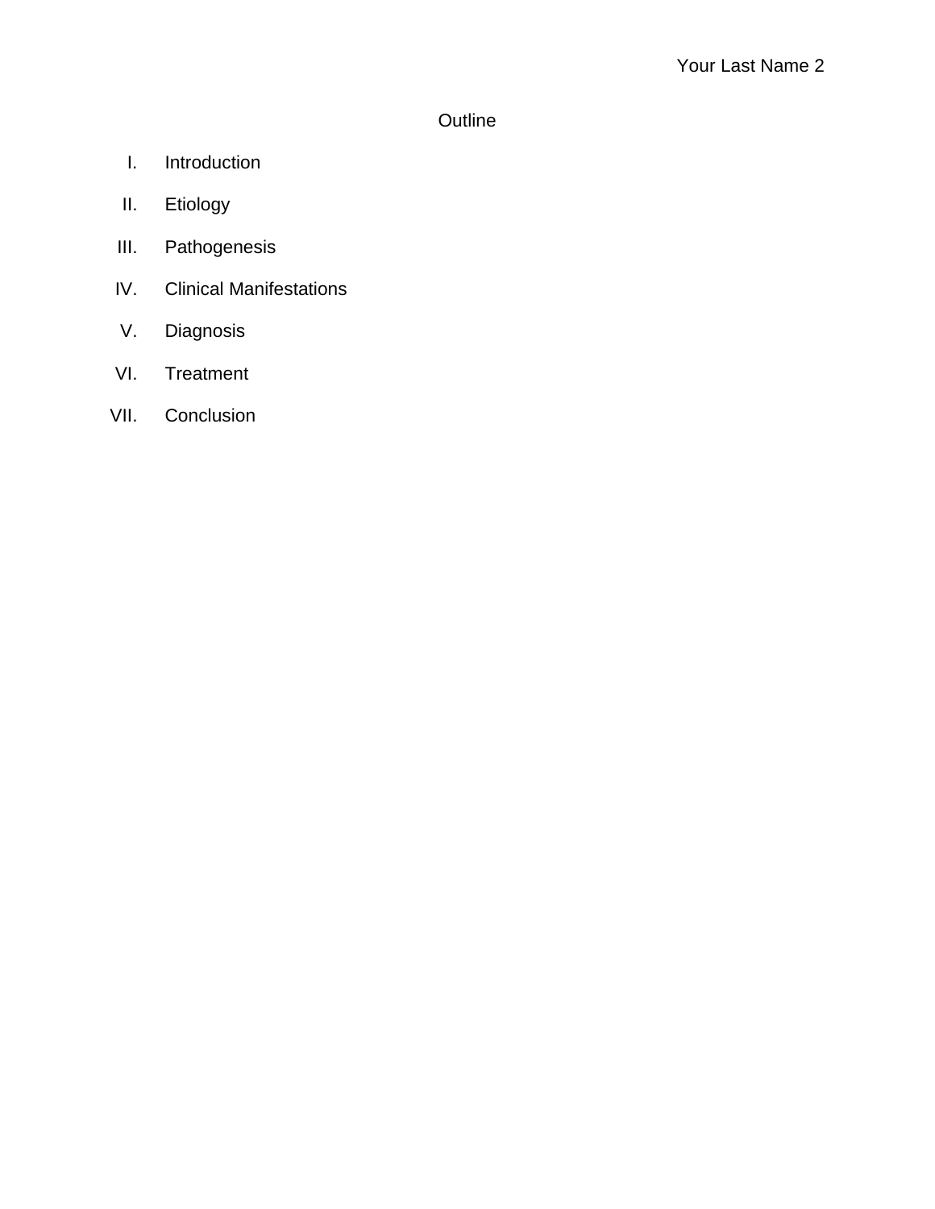# Outline

I. Introduction

II. Etiology

III. Pathogenesis

IV. Clinical Manifestations

V. Diagnosis

VI. Treatment

VII. Conclusion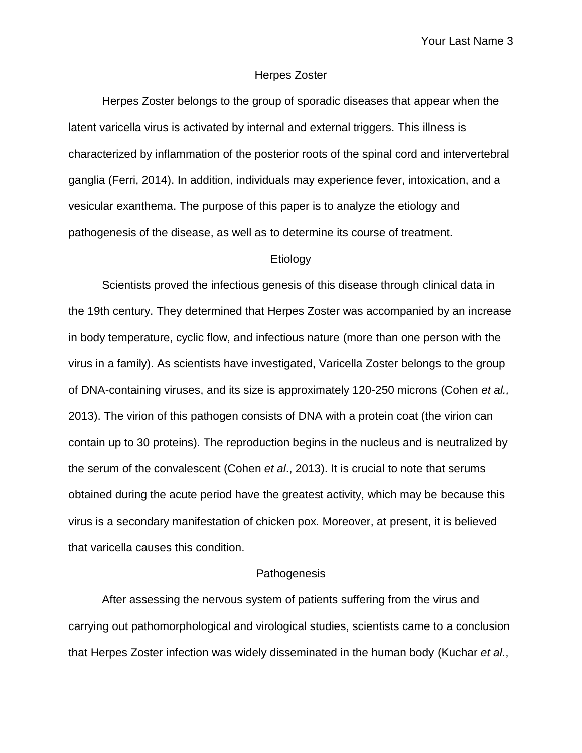# Herpes Zoster

Herpes Zoster belongs to the group of sporadic diseases that appear when the latent varicella virus is activated by internal and external triggers. This illness is characterized by inflammation of the posterior roots of the spinal cord and intervertebral ganglia (Ferri, 2014). In addition, individuals may experience fever, intoxication, and a vesicular exanthema. The purpose of this paper is to analyze the etiology and pathogenesis of the disease, as well as to determine its course of treatment.

## Etiology

Scientists proved the infectious genesis of this disease through clinical data in the 19th century. They determined that Herpes Zoster was accompanied by an increase in body temperature, cyclic flow, and infectious nature (more than one person with the virus in a family). As scientists have investigated, Varicella Zoster belongs to the group of DNA-containing viruses, and its size is approximately 120-250 microns (Cohen *et al.,* 2013). The virion of this pathogen consists of DNA with a protein coat (the virion can contain up to 30 proteins). The reproduction begins in the nucleus and is neutralized by the serum of the convalescent (Cohen *et al*., 2013). It is crucial to note that serums obtained during the acute period have the greatest activity, which may be because this virus is a secondary manifestation of chicken pox. Moreover, at present, it is believed that varicella causes this condition.

## Pathogenesis

After assessing the nervous system of patients suffering from the virus and carrying out pathomorphological and virological studies, scientists came to a conclusion that Herpes Zoster infection was widely disseminated in the human body (Kuchar *et al*.,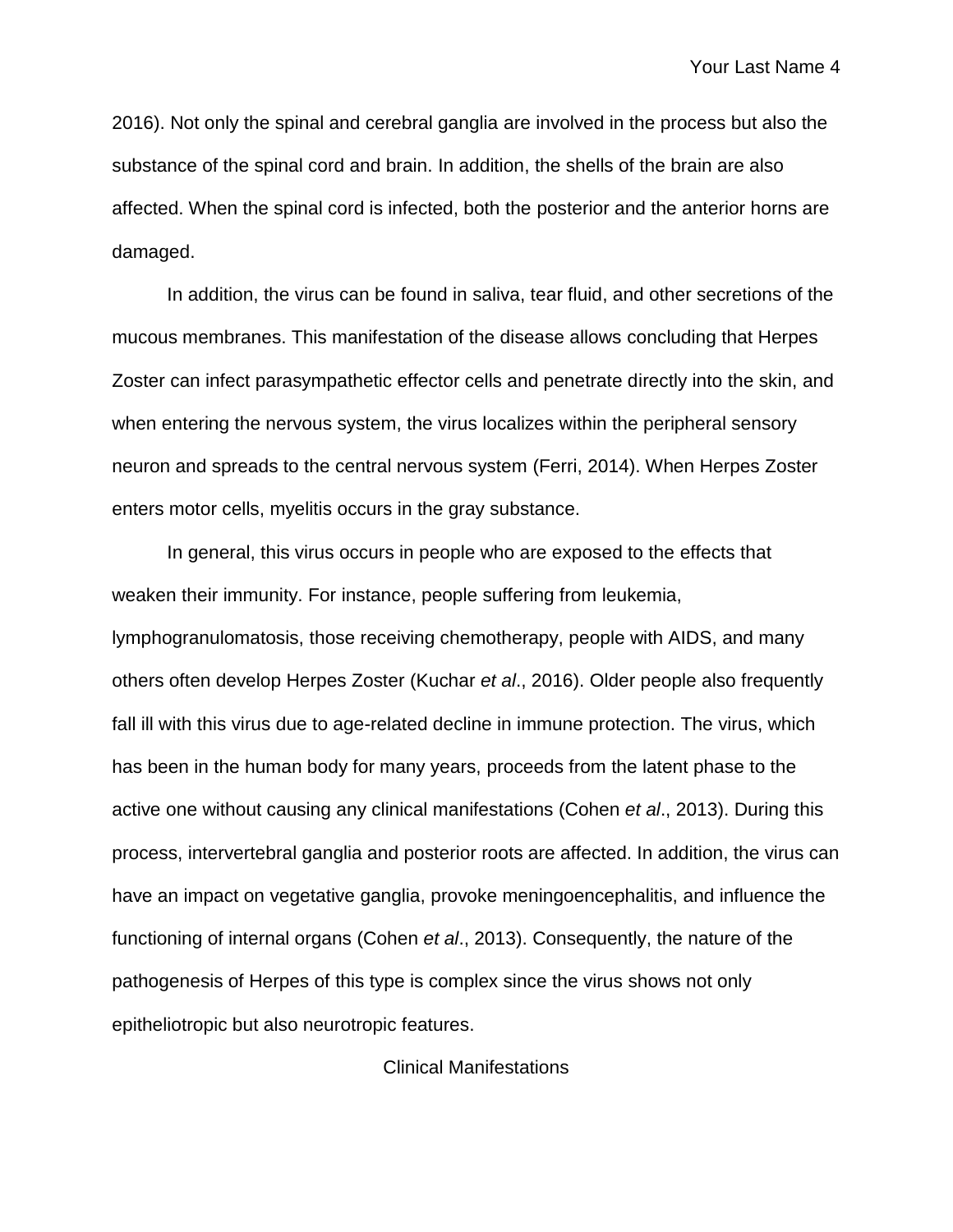2016). Not only the spinal and cerebral ganglia are involved in the process but also the substance of the spinal cord and brain. In addition, the shells of the brain are also affected. When the spinal cord is infected, both the posterior and the anterior horns are damaged.

In addition, the virus can be found in saliva, tear fluid, and other secretions of the mucous membranes. This manifestation of the disease allows concluding that Herpes Zoster can infect parasympathetic effector cells and penetrate directly into the skin, and when entering the nervous system, the virus localizes within the peripheral sensory neuron and spreads to the central nervous system (Ferri, 2014). When Herpes Zoster enters motor cells, myelitis occurs in the gray substance.

In general, this virus occurs in people who are exposed to the effects that weaken their immunity. For instance, people suffering from leukemia, lymphogranulomatosis, those receiving chemotherapy, people with AIDS, and many others often develop Herpes Zoster (Kuchar *et al*., 2016). Older people also frequently fall ill with this virus due to age-related decline in immune protection. The virus, which has been in the human body for many years, proceeds from the latent phase to the active one without causing any clinical manifestations (Cohen *et al*., 2013). During this process, intervertebral ganglia and posterior roots are affected. In addition, the virus can have an impact on vegetative ganglia, provoke meningoencephalitis, and influence the functioning of internal organs (Cohen *et al*., 2013). Consequently, the nature of the pathogenesis of Herpes of this type is complex since the virus shows not only epitheliotropic but also neurotropic features.

## Clinical Manifestations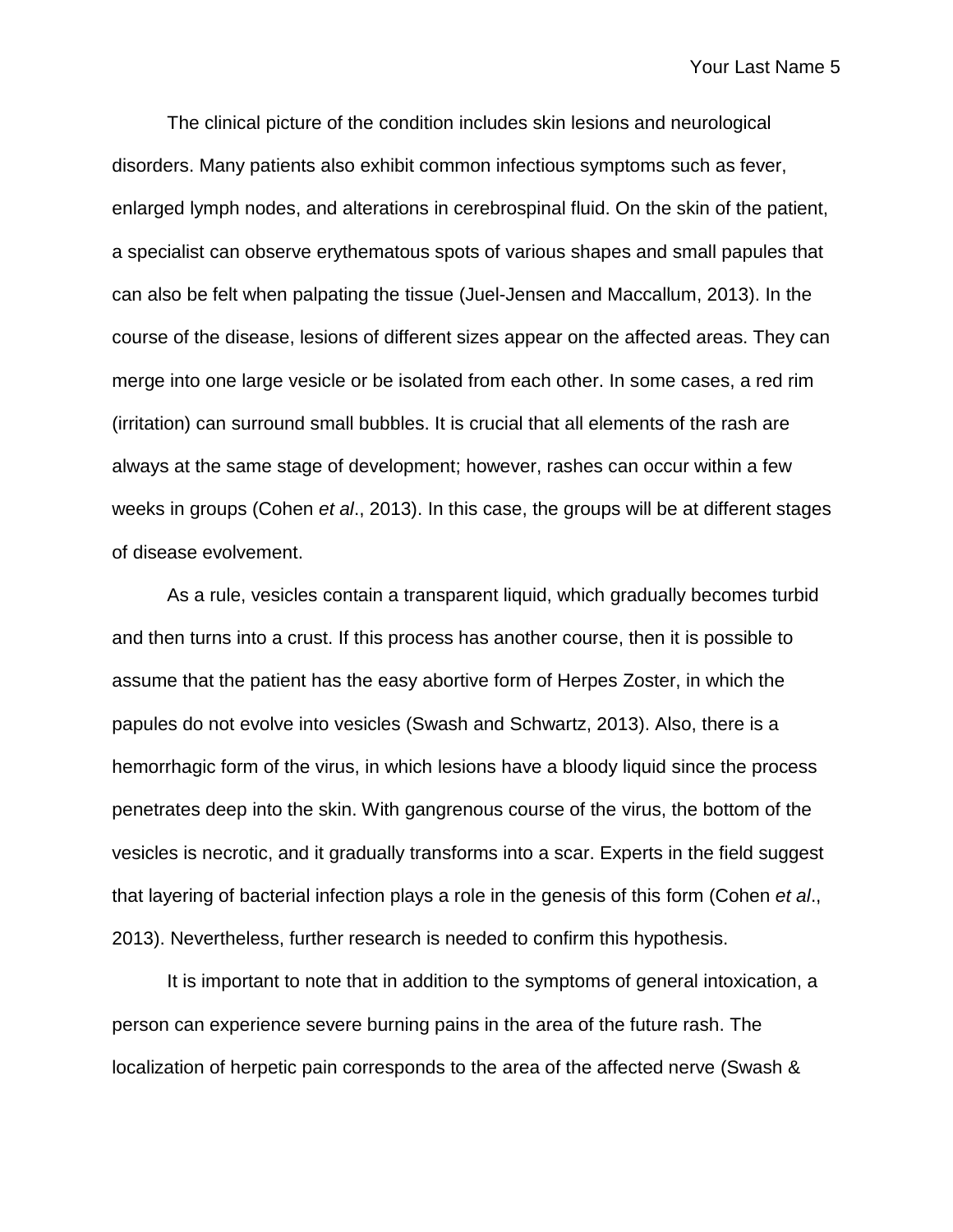The clinical picture of the condition includes skin lesions and neurological disorders. Many patients also exhibit common infectious symptoms such as fever, enlarged lymph nodes, and alterations in cerebrospinal fluid. On the skin of the patient, a specialist can observe erythematous spots of various shapes and small papules that can also be felt when palpating the tissue (Juel-Jensen and Maccallum, 2013). In the course of the disease, lesions of different sizes appear on the affected areas. They can merge into one large vesicle or be isolated from each other. In some cases, a red rim (irritation) can surround small bubbles. It is crucial that all elements of the rash are always at the same stage of development; however, rashes can occur within a few weeks in groups (Cohen *et al*., 2013). In this case, the groups will be at different stages of disease evolvement.

As a rule, vesicles contain a transparent liquid, which gradually becomes turbid and then turns into a crust. If this process has another course, then it is possible to assume that the patient has the easy abortive form of Herpes Zoster, in which the papules do not evolve into vesicles (Swash and Schwartz, 2013). Also, there is a hemorrhagic form of the virus, in which lesions have a bloody liquid since the process penetrates deep into the skin. With gangrenous course of the virus, the bottom of the vesicles is necrotic, and it gradually transforms into a scar. Experts in the field suggest that layering of bacterial infection plays a role in the genesis of this form (Cohen *et al*., 2013). Nevertheless, further research is needed to confirm this hypothesis.

It is important to note that in addition to the symptoms of general intoxication, a person can experience severe burning pains in the area of the future rash. The localization of herpetic pain corresponds to the area of the affected nerve (Swash &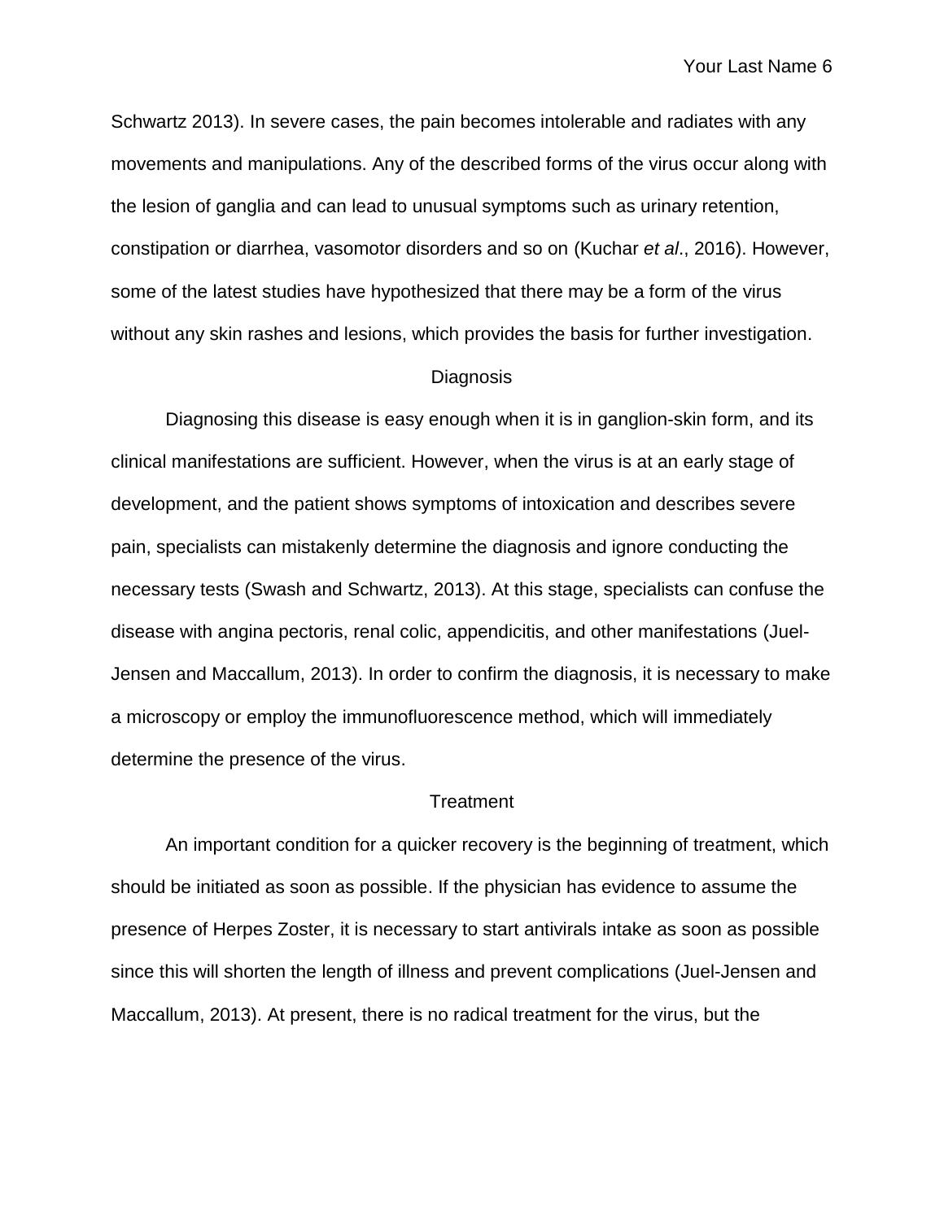Schwartz 2013). In severe cases, the pain becomes intolerable and radiates with any movements and manipulations. Any of the described forms of the virus occur along with the lesion of ganglia and can lead to unusual symptoms such as urinary retention, constipation or diarrhea, vasomotor disorders and so on (Kuchar *et al*., 2016). However, some of the latest studies have hypothesized that there may be a form of the virus without any skin rashes and lesions, which provides the basis for further investigation.

## Diagnosis

Diagnosing this disease is easy enough when it is in ganglion-skin form, and its clinical manifestations are sufficient. However, when the virus is at an early stage of development, and the patient shows symptoms of intoxication and describes severe pain, specialists can mistakenly determine the diagnosis and ignore conducting the necessary tests (Swash and Schwartz, 2013). At this stage, specialists can confuse the disease with angina pectoris, renal colic, appendicitis, and other manifestations (Juel-Jensen and Maccallum, 2013). In order to confirm the diagnosis, it is necessary to make a microscopy or employ the immunofluorescence method, which will immediately determine the presence of the virus.

## Treatment

An important condition for a quicker recovery is the beginning of treatment, which should be initiated as soon as possible. If the physician has evidence to assume the presence of Herpes Zoster, it is necessary to start antivirals intake as soon as possible since this will shorten the length of illness and prevent complications (Juel-Jensen and Maccallum, 2013). At present, there is no radical treatment for the virus, but the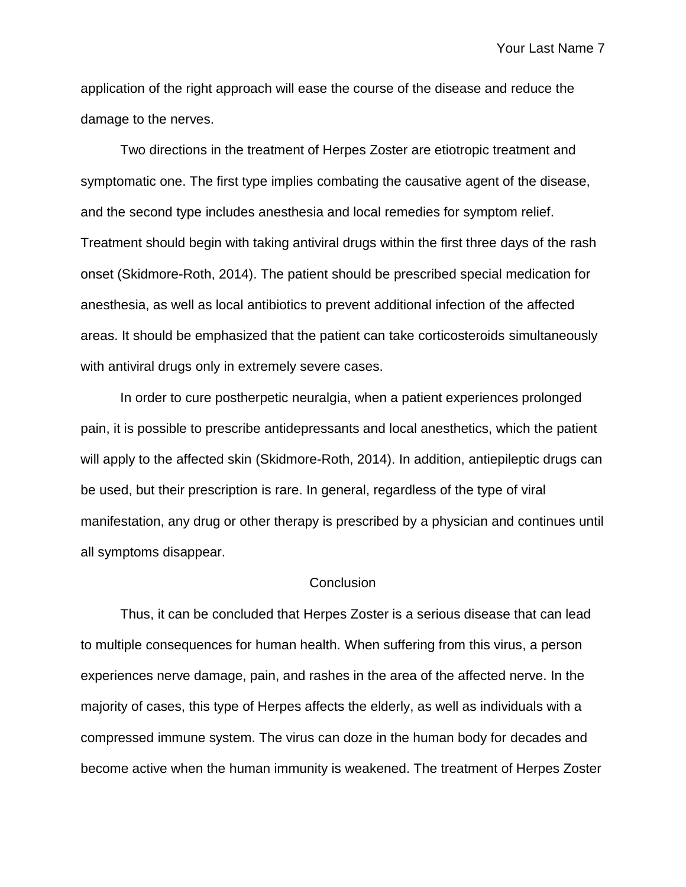application of the right approach will ease the course of the disease and reduce the damage to the nerves.

Two directions in the treatment of Herpes Zoster are etiotropic treatment and symptomatic one. The first type implies combating the causative agent of the disease, and the second type includes anesthesia and local remedies for symptom relief. Treatment should begin with taking antiviral drugs within the first three days of the rash onset (Skidmore-Roth, 2014). The patient should be prescribed special medication for anesthesia, as well as local antibiotics to prevent additional infection of the affected areas. It should be emphasized that the patient can take corticosteroids simultaneously with antiviral drugs only in extremely severe cases.

In order to cure postherpetic neuralgia, when a patient experiences prolonged pain, it is possible to prescribe antidepressants and local anesthetics, which the patient will apply to the affected skin (Skidmore-Roth, 2014). In addition, antiepileptic drugs can be used, but their prescription is rare. In general, regardless of the type of viral manifestation, any drug or other therapy is prescribed by a physician and continues until all symptoms disappear.

## Conclusion

Thus, it can be concluded that Herpes Zoster is a serious disease that can lead to multiple consequences for human health. When suffering from this virus, a person experiences nerve damage, pain, and rashes in the area of the affected nerve. In the majority of cases, this type of Herpes affects the elderly, as well as individuals with a compressed immune system. The virus can doze in the human body for decades and become active when the human immunity is weakened. The treatment of Herpes Zoster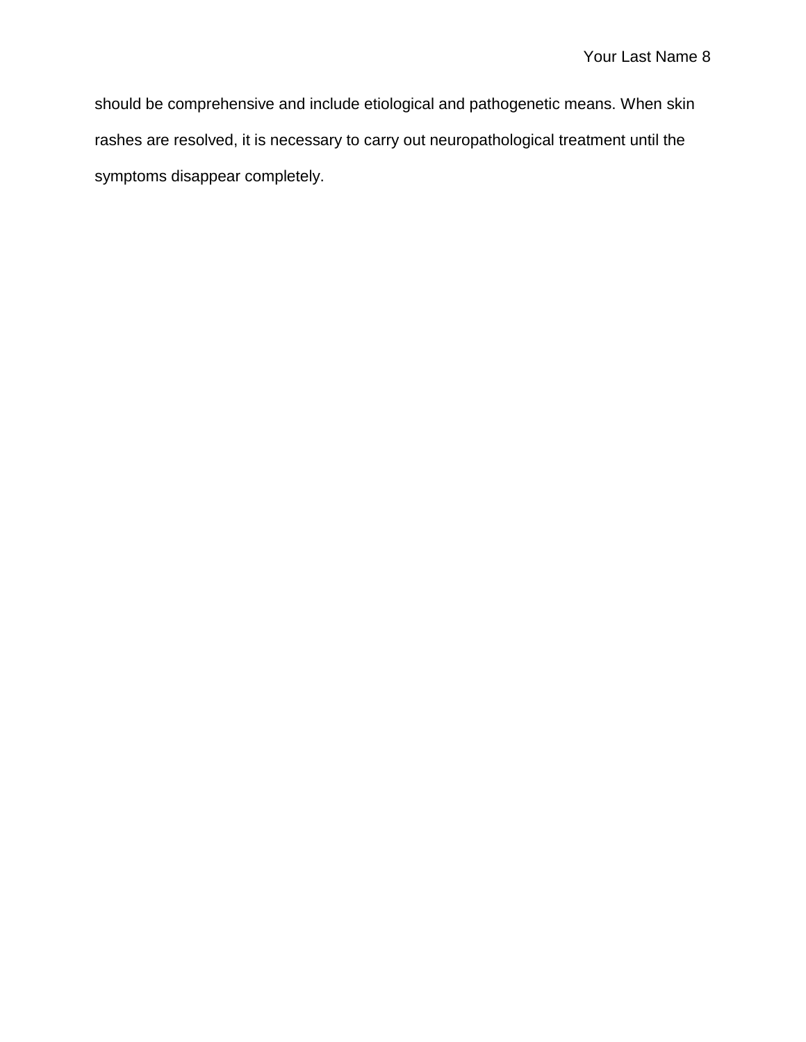should be comprehensive and include etiological and pathogenetic means. When skin rashes are resolved, it is necessary to carry out neuropathological treatment until the symptoms disappear completely.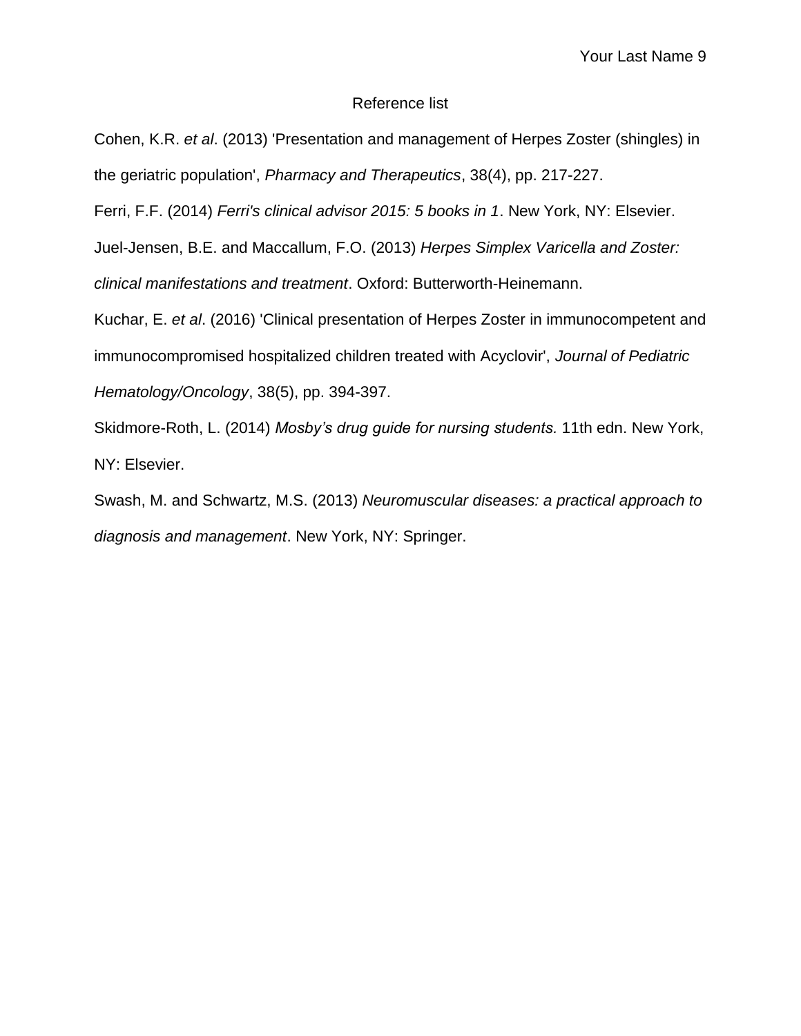# Reference list

Cohen, K.R. *et al*. (2013) 'Presentation and management of Herpes Zoster (shingles) in the geriatric population', *Pharmacy and Therapeutics*, 38(4), pp. 217-227.

Ferri, F.F. (2014) *Ferri's clinical advisor 2015: 5 books in 1*. New York, NY: Elsevier.

Juel-Jensen, B.E. and Maccallum, F.O. (2013) *Herpes Simplex Varicella and Zoster: clinical manifestations and treatment*. Oxford: Butterworth-Heinemann.

Kuchar, E. *et al*. (2016) 'Clinical presentation of Herpes Zoster in immunocompetent and immunocompromised hospitalized children treated with Acyclovir', *Journal of Pediatric Hematology/Oncology*, 38(5), pp. 394-397.

Skidmore-Roth, L. (2014) *Mosby's drug guide for nursing students.* 11th edn. New York, NY: Elsevier.

Swash, M. and Schwartz, M.S. (2013) *Neuromuscular diseases: a practical approach to diagnosis and management*. New York, NY: Springer.